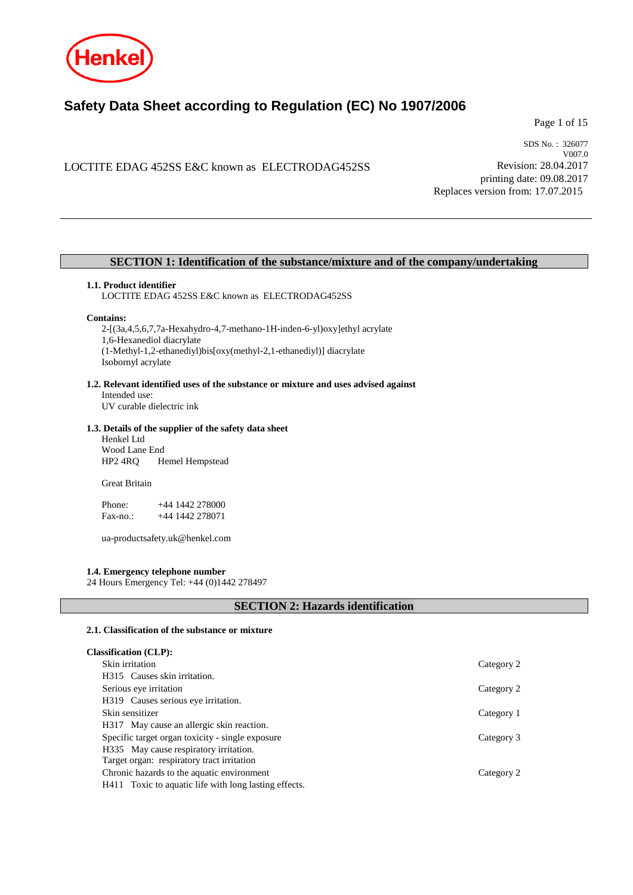# Safety Data Sheet according to Regulation (EC) No 1907/2006

SDS No. : 326077
V007.0

LOCTITE EDAG 452SS E&C known as ELECTRODAG452SS

Revision: 28.04.2017
printing date: 09.08.2017
Replaces version from: 17.07.2015

## SECTION 1: Identification of the substance/mixture and of the company/undertaking

### 1.1. Product identifier

LOCTITE EDAG 452SS E&C known as ELECTRODAG452SS

**Contains:**

2-[(3a,4,5,6,7,7a-Hexahydro-4,7-methano-1H-inden-6-yl)oxy]ethyl acrylate
1,6-Hexanediol diacrylate
(1-Methyl-1,2-ethanediyl)bis[oxy(methyl-2,1-ethanediyl)] diacrylate
Isobornyl acrylate

### 1.2. Relevant identified uses of the substance or mixture and uses advised against

Intended use:
UV curable dielectric ink

### 1.3. Details of the supplier of the safety data sheet

Henkel Ltd
Wood Lane End
HP2 4RQ Hemel Hempstead

Great Britain

Phone: +44 1442 278000
Fax-no.: +44 1442 278071

ua-productsafety.uk@henkel.com

### 1.4. Emergency telephone number

24 Hours Emergency Tel: +44 (0)1442 278497

## SECTION 2: Hazards identification

### 2.1. Classification of the substance or mixture

**Classification (CLP):**

| | |
|---|---|
| Skin irritation | Category 2 |
| H315 Causes skin irritation. | |
| Serious eye irritation | Category 2 |
| H319 Causes serious eye irritation. | |
| Skin sensitizer | Category 1 |
| H317 May cause an allergic skin reaction. | |
| Specific target organ toxicity - single exposure | Category 3 |
| H335 May cause respiratory irritation. | |
| Target organ: respiratory tract irritation | |
| Chronic hazards to the aquatic environment | Category 2 |
| H411 Toxic to aquatic life with long lasting effects. | |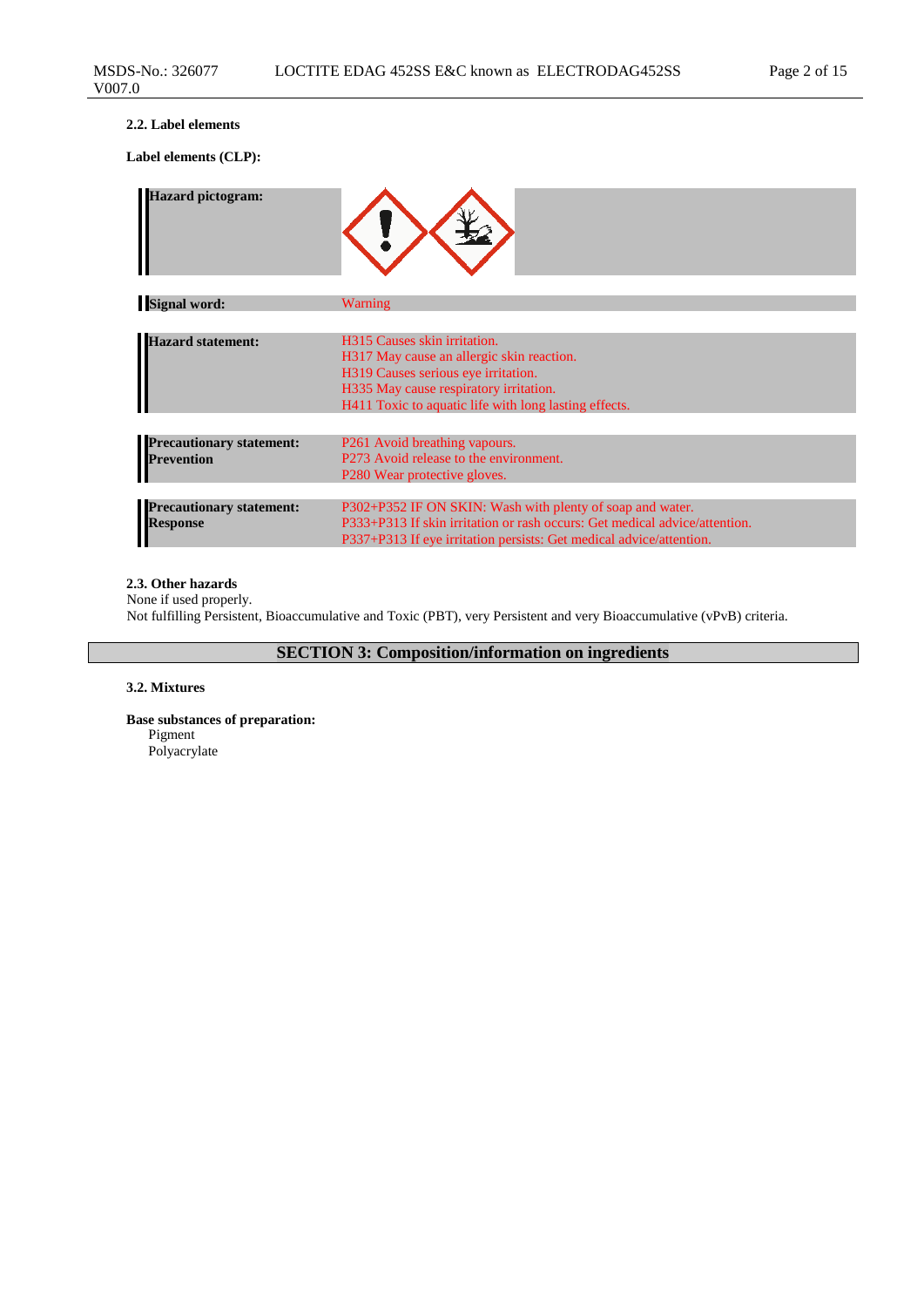### 2.2. Label elements

**Label elements (CLP):**

| | |
|---|---|
| **Hazard pictogram:** | |
| **Signal word:** | Warning |
| **Hazard statement:** | H315 Causes skin irritation.<br>H317 May cause an allergic skin reaction.<br>H319 Causes serious eye irritation.<br>H335 May cause respiratory irritation.<br>H411 Toxic to aquatic life with long lasting effects. |
| **Precautionary statement: Prevention** | P261 Avoid breathing vapours.<br>P273 Avoid release to the environment.<br>P280 Wear protective gloves. |
| **Precautionary statement: Response** | P302+P352 IF ON SKIN: Wash with plenty of soap and water.<br>P333+P313 If skin irritation or rash occurs: Get medical advice/attention.<br>P337+P313 If eye irritation persists: Get medical advice/attention. |

### 2.3. Other hazards

None if used properly.
Not fulfilling Persistent, Bioaccumulative and Toxic (PBT), very Persistent and very Bioaccumulative (vPvB) criteria.

## SECTION 3: Composition/information on ingredients

### 3.2. Mixtures

**Base substances of preparation:**
Pigment
Polyacrylate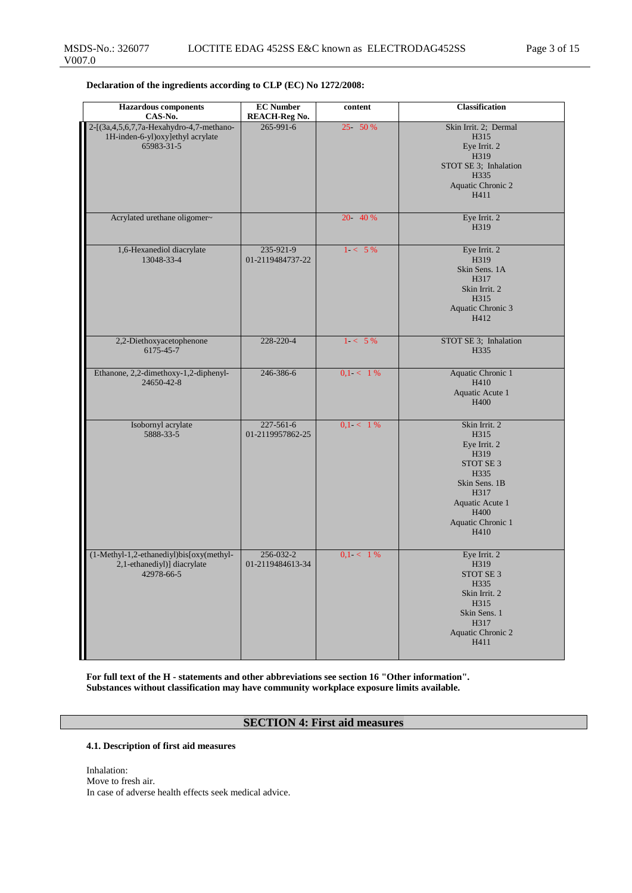**Declaration of the ingredients according to CLP (EC) No 1272/2008:**

| Hazardous components<br>CAS-No. | EC Number<br>REACH-Reg No. | content | Classification |
|---|---|---|---|
| 2-[(3a,4,5,6,7,7a-Hexahydro-4,7-methano-1H-inden-6-yl)oxy]ethyl acrylate<br>65983-31-5 | 265-991-6 | 25- 50 % | Skin Irrit. 2; Dermal<br>H315<br>Eye Irrit. 2<br>H319<br>STOT SE 3; Inhalation<br>H335<br>Aquatic Chronic 2<br>H411 |
| Acrylated urethane oligomer~ | | 20- 40 % | Eye Irrit. 2<br>H319 |
| 1,6-Hexanediol diacrylate<br>13048-33-4 | 235-921-9<br>01-2119484737-22 | 1- < 5 % | Eye Irrit. 2<br>H319<br>Skin Sens. 1A<br>H317<br>Skin Irrit. 2<br>H315<br>Aquatic Chronic 3<br>H412 |
| 2,2-Diethoxyacetophenone<br>6175-45-7 | 228-220-4 | 1- < 5 % | STOT SE 3; Inhalation<br>H335 |
| Ethanone, 2,2-dimethoxy-1,2-diphenyl-<br>24650-42-8 | 246-386-6 | 0,1- < 1 % | Aquatic Chronic 1<br>H410<br>Aquatic Acute 1<br>H400 |
| Isobornyl acrylate<br>5888-33-5 | 227-561-6<br>01-2119957862-25 | 0,1- < 1 % | Skin Irrit. 2<br>H315<br>Eye Irrit. 2<br>H319<br>STOT SE 3<br>H335<br>Skin Sens. 1B<br>H317<br>Aquatic Acute 1<br>H400<br>Aquatic Chronic 1<br>H410 |
| (1-Methyl-1,2-ethanediyl)bis[oxy(methyl-2,1-ethanediyl)] diacrylate<br>42978-66-5 | 256-032-2<br>01-2119484613-34 | 0,1- < 1 % | Eye Irrit. 2<br>H319<br>STOT SE 3<br>H335<br>Skin Irrit. 2<br>H315<br>Skin Sens. 1<br>H317<br>Aquatic Chronic 2<br>H411 |

**For full text of the H - statements and other abbreviations see section 16 "Other information".**
**Substances without classification may have community workplace exposure limits available.**

## SECTION 4: First aid measures

### 4.1. Description of first aid measures

Inhalation:
Move to fresh air.
In case of adverse health effects seek medical advice.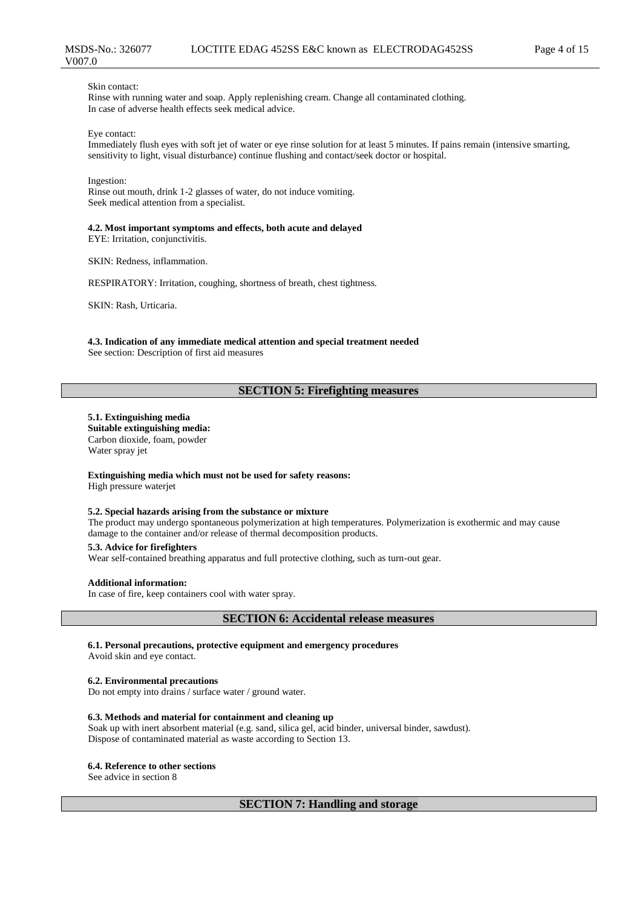Skin contact:
Rinse with running water and soap. Apply replenishing cream. Change all contaminated clothing.
In case of adverse health effects seek medical advice.

Eye contact:
Immediately flush eyes with soft jet of water or eye rinse solution for at least 5 minutes. If pains remain (intensive smarting, sensitivity to light, visual disturbance) continue flushing and contact/seek doctor or hospital.

Ingestion:
Rinse out mouth, drink 1-2 glasses of water, do not induce vomiting.
Seek medical attention from a specialist.

**4.2. Most important symptoms and effects, both acute and delayed**
EYE: Irritation, conjunctivitis.

SKIN: Redness, inflammation.

RESPIRATORY: Irritation, coughing, shortness of breath, chest tightness.

SKIN: Rash, Urticaria.

**4.3. Indication of any immediate medical attention and special treatment needed**
See section: Description of first aid measures

## SECTION 5: Firefighting measures

**5.1. Extinguishing media**
**Suitable extinguishing media:**
Carbon dioxide, foam, powder
Water spray jet

**Extinguishing media which must not be used for safety reasons:**
High pressure waterjet

**5.2. Special hazards arising from the substance or mixture**
The product may undergo spontaneous polymerization at high temperatures. Polymerization is exothermic and may cause damage to the container and/or release of thermal decomposition products.

**5.3. Advice for firefighters**
Wear self-contained breathing apparatus and full protective clothing, such as turn-out gear.

**Additional information:**
In case of fire, keep containers cool with water spray.

## SECTION 6: Accidental release measures

**6.1. Personal precautions, protective equipment and emergency procedures**
Avoid skin and eye contact.

**6.2. Environmental precautions**
Do not empty into drains / surface water / ground water.

**6.3. Methods and material for containment and cleaning up**
Soak up with inert absorbent material (e.g. sand, silica gel, acid binder, universal binder, sawdust).
Dispose of contaminated material as waste according to Section 13.

**6.4. Reference to other sections**
See advice in section 8

## SECTION 7: Handling and storage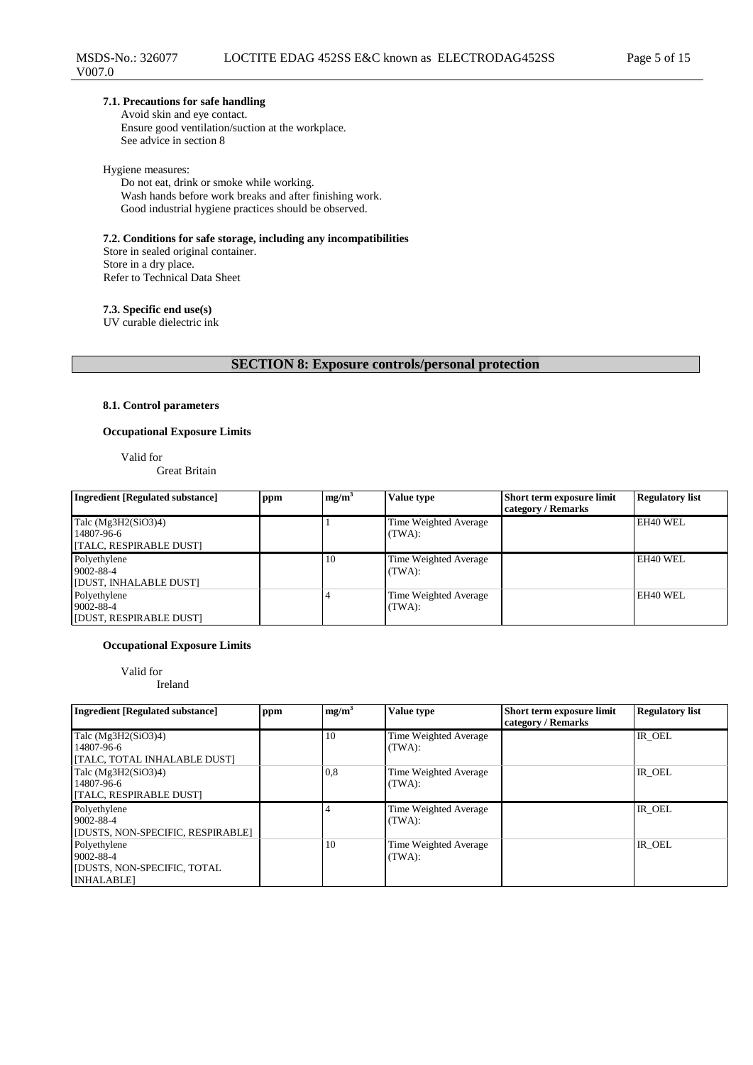### 7.1. Precautions for safe handling

Avoid skin and eye contact.
Ensure good ventilation/suction at the workplace.
See advice in section 8

Hygiene measures:

Do not eat, drink or smoke while working.
Wash hands before work breaks and after finishing work.
Good industrial hygiene practices should be observed.

### 7.2. Conditions for safe storage, including any incompatibilities

Store in sealed original container.
Store in a dry place.
Refer to Technical Data Sheet

### 7.3. Specific end use(s)

UV curable dielectric ink

## SECTION 8: Exposure controls/personal protection

### 8.1. Control parameters

**Occupational Exposure Limits**

Valid for
Great Britain

| Ingredient [Regulated substance] | ppm | mg/m³ | Value type | Short term exposure limit category / Remarks | Regulatory list |
|---|---|---|---|---|---|
| Talc (Mg3H2(SiO3)4)<br>14807-96-6<br>[TALC, RESPIRABLE DUST] | | 1 | Time Weighted Average (TWA): | | EH40 WEL |
| Polyethylene<br>9002-88-4<br>[DUST, INHALABLE DUST] | | 10 | Time Weighted Average (TWA): | | EH40 WEL |
| Polyethylene<br>9002-88-4<br>[DUST, RESPIRABLE DUST] | | 4 | Time Weighted Average (TWA): | | EH40 WEL |

**Occupational Exposure Limits**

Valid for
Ireland

| Ingredient [Regulated substance] | ppm | mg/m³ | Value type | Short term exposure limit category / Remarks | Regulatory list |
|---|---|---|---|---|---|
| Talc (Mg3H2(SiO3)4)<br>14807-96-6<br>[TALC, TOTAL INHALABLE DUST] | | 10 | Time Weighted Average (TWA): | | IR_OEL |
| Talc (Mg3H2(SiO3)4)<br>14807-96-6<br>[TALC, RESPIRABLE DUST] | | 0,8 | Time Weighted Average (TWA): | | IR_OEL |
| Polyethylene<br>9002-88-4<br>[DUSTS, NON-SPECIFIC, RESPIRABLE] | | 4 | Time Weighted Average (TWA): | | IR_OEL |
| Polyethylene<br>9002-88-4<br>[DUSTS, NON-SPECIFIC, TOTAL INHALABLE] | | 10 | Time Weighted Average (TWA): | | IR_OEL |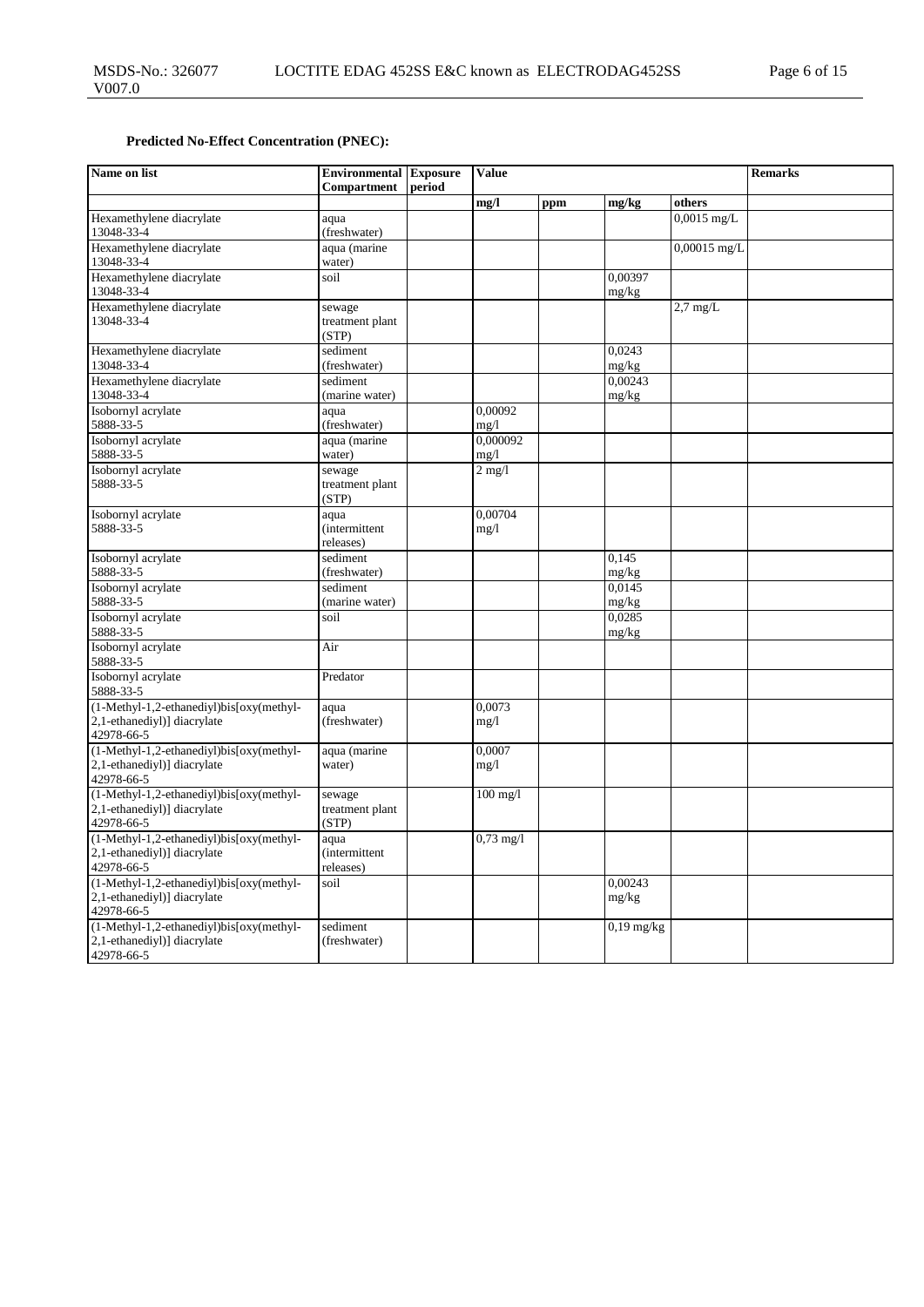**Predicted No-Effect Concentration (PNEC):**

| Name on list | Environmental Compartment | Exposure period | Value | | | | Remarks |
|---|---|---|---|---|---|---|---|
| | | | mg/l | ppm | mg/kg | others | |
| Hexamethylene diacrylate 13048-33-4 | aqua (freshwater) | | | | | 0,0015 mg/L | |
| Hexamethylene diacrylate 13048-33-4 | aqua (marine water) | | | | | 0,00015 mg/L | |
| Hexamethylene diacrylate 13048-33-4 | soil | | | | 0,00397 mg/kg | | |
| Hexamethylene diacrylate 13048-33-4 | sewage treatment plant (STP) | | | | | 2,7 mg/L | |
| Hexamethylene diacrylate 13048-33-4 | sediment (freshwater) | | | | 0,0243 mg/kg | | |
| Hexamethylene diacrylate 13048-33-4 | sediment (marine water) | | | | 0,00243 mg/kg | | |
| Isobornyl acrylate 5888-33-5 | aqua (freshwater) | | 0,00092 mg/l | | | | |
| Isobornyl acrylate 5888-33-5 | aqua (marine water) | | 0,000092 mg/l | | | | |
| Isobornyl acrylate 5888-33-5 | sewage treatment plant (STP) | | 2 mg/l | | | | |
| Isobornyl acrylate 5888-33-5 | aqua (intermittent releases) | | 0,00704 mg/l | | | | |
| Isobornyl acrylate 5888-33-5 | sediment (freshwater) | | | | 0,145 mg/kg | | |
| Isobornyl acrylate 5888-33-5 | sediment (marine water) | | | | 0,0145 mg/kg | | |
| Isobornyl acrylate 5888-33-5 | soil | | | | 0,0285 mg/kg | | |
| Isobornyl acrylate 5888-33-5 | Air | | | | | | |
| Isobornyl acrylate 5888-33-5 | Predator | | | | | | |
| (1-Methyl-1,2-ethanediyl)bis[oxy(methyl-2,1-ethanediyl)] diacrylate 42978-66-5 | aqua (freshwater) | | 0,0073 mg/l | | | | |
| (1-Methyl-1,2-ethanediyl)bis[oxy(methyl-2,1-ethanediyl)] diacrylate 42978-66-5 | aqua (marine water) | | 0,0007 mg/l | | | | |
| (1-Methyl-1,2-ethanediyl)bis[oxy(methyl-2,1-ethanediyl)] diacrylate 42978-66-5 | sewage treatment plant (STP) | | 100 mg/l | | | | |
| (1-Methyl-1,2-ethanediyl)bis[oxy(methyl-2,1-ethanediyl)] diacrylate 42978-66-5 | aqua (intermittent releases) | | 0,73 mg/l | | | | |
| (1-Methyl-1,2-ethanediyl)bis[oxy(methyl-2,1-ethanediyl)] diacrylate 42978-66-5 | soil | | | | 0,00243 mg/kg | | |
| (1-Methyl-1,2-ethanediyl)bis[oxy(methyl-2,1-ethanediyl)] diacrylate 42978-66-5 | sediment (freshwater) | | | | 0,19 mg/kg | | |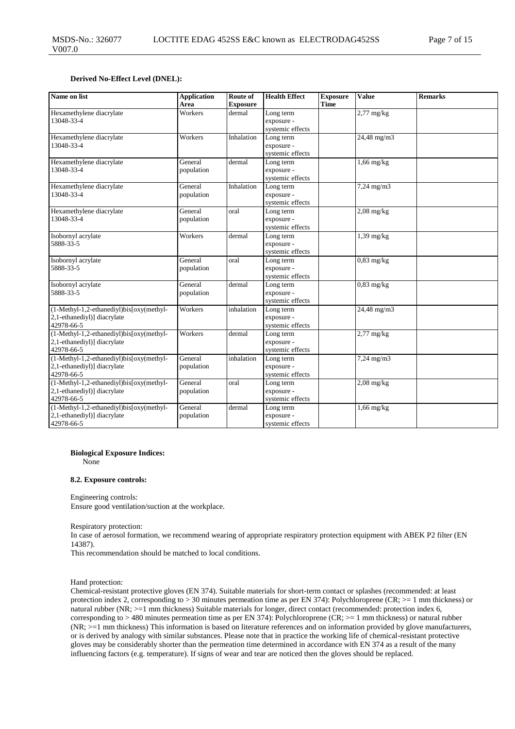**Derived No-Effect Level (DNEL):**

| Name on list | Application Area | Route of Exposure | Health Effect | Exposure Time | Value | Remarks |
|---|---|---|---|---|---|---|
| Hexamethylene diacrylate 13048-33-4 | Workers | dermal | Long term exposure - systemic effects | | 2,77 mg/kg | |
| Hexamethylene diacrylate 13048-33-4 | Workers | Inhalation | Long term exposure - systemic effects | | 24,48 mg/m3 | |
| Hexamethylene diacrylate 13048-33-4 | General population | dermal | Long term exposure - systemic effects | | 1,66 mg/kg | |
| Hexamethylene diacrylate 13048-33-4 | General population | Inhalation | Long term exposure - systemic effects | | 7,24 mg/m3 | |
| Hexamethylene diacrylate 13048-33-4 | General population | oral | Long term exposure - systemic effects | | 2,08 mg/kg | |
| Isobornyl acrylate 5888-33-5 | Workers | dermal | Long term exposure - systemic effects | | 1,39 mg/kg | |
| Isobornyl acrylate 5888-33-5 | General population | oral | Long term exposure - systemic effects | | 0,83 mg/kg | |
| Isobornyl acrylate 5888-33-5 | General population | dermal | Long term exposure - systemic effects | | 0,83 mg/kg | |
| (1-Methyl-1,2-ethanediyl)bis[oxy(methyl-2,1-ethanediyl)] diacrylate 42978-66-5 | Workers | inhalation | Long term exposure - systemic effects | | 24,48 mg/m3 | |
| (1-Methyl-1,2-ethanediyl)bis[oxy(methyl-2,1-ethanediyl)] diacrylate 42978-66-5 | Workers | dermal | Long term exposure - systemic effects | | 2,77 mg/kg | |
| (1-Methyl-1,2-ethanediyl)bis[oxy(methyl-2,1-ethanediyl)] diacrylate 42978-66-5 | General population | inhalation | Long term exposure - systemic effects | | 7,24 mg/m3 | |
| (1-Methyl-1,2-ethanediyl)bis[oxy(methyl-2,1-ethanediyl)] diacrylate 42978-66-5 | General population | oral | Long term exposure - systemic effects | | 2,08 mg/kg | |
| (1-Methyl-1,2-ethanediyl)bis[oxy(methyl-2,1-ethanediyl)] diacrylate 42978-66-5 | General population | dermal | Long term exposure - systemic effects | | 1,66 mg/kg | |

**Biological Exposure Indices:**
None

**8.2. Exposure controls:**

Engineering controls:
Ensure good ventilation/suction at the workplace.

Respiratory protection:
In case of aerosol formation, we recommend wearing of appropriate respiratory protection equipment with ABEK P2 filter (EN 14387).
This recommendation should be matched to local conditions.

Hand protection:
Chemical-resistant protective gloves (EN 374). Suitable materials for short-term contact or splashes (recommended: at least protection index 2, corresponding to > 30 minutes permeation time as per EN 374): Polychloroprene (CR; >= 1 mm thickness) or natural rubber (NR; >=1 mm thickness) Suitable materials for longer, direct contact (recommended: protection index 6, corresponding to > 480 minutes permeation time as per EN 374): Polychloroprene (CR; >= 1 mm thickness) or natural rubber (NR; >=1 mm thickness) This information is based on literature references and on information provided by glove manufacturers, or is derived by analogy with similar substances. Please note that in practice the working life of chemical-resistant protective gloves may be considerably shorter than the permeation time determined in accordance with EN 374 as a result of the many influencing factors (e.g. temperature). If signs of wear and tear are noticed then the gloves should be replaced.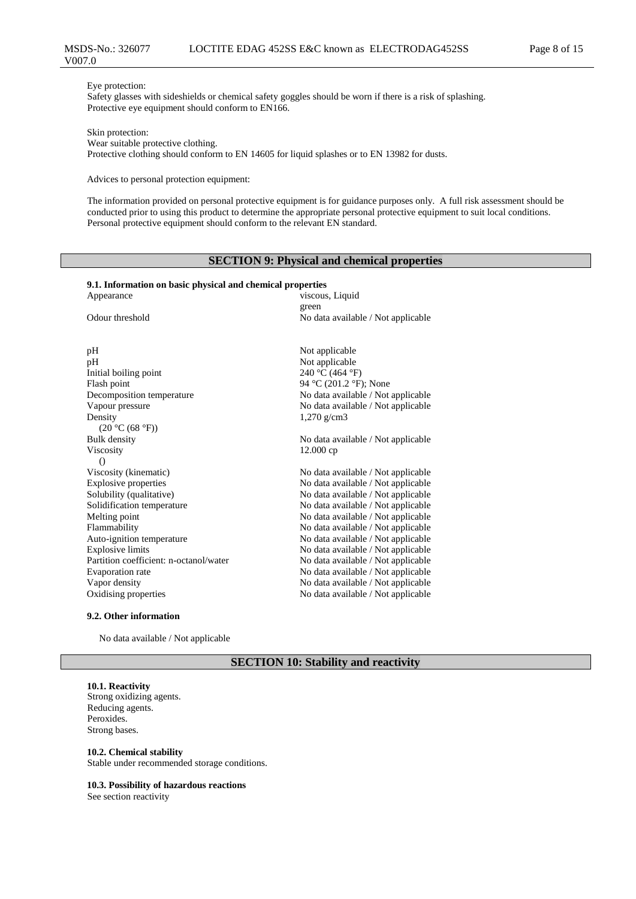Eye protection:
Safety glasses with sideshields or chemical safety goggles should be worn if there is a risk of splashing.
Protective eye equipment should conform to EN166.

Skin protection:
Wear suitable protective clothing.
Protective clothing should conform to EN 14605 for liquid splashes or to EN 13982 for dusts.

Advices to personal protection equipment:

The information provided on personal protective equipment is for guidance purposes only. A full risk assessment should be conducted prior to using this product to determine the appropriate personal protective equipment to suit local conditions. Personal protective equipment should conform to the relevant EN standard.

## SECTION 9: Physical and chemical properties

**9.1. Information on basic physical and chemical properties**

| | |
|---|---|
| Appearance | viscous, Liquid<br>green |
| Odour threshold | No data available / Not applicable |
| pH | Not applicable |
| pH | Not applicable |
| Initial boiling point | 240 °C (464 °F) |
| Flash point | 94 °C (201.2 °F); None |
| Decomposition temperature | No data available / Not applicable |
| Vapour pressure | No data available / Not applicable |
| Density<br>(20 °C (68 °F)) | 1,270 g/cm3 |
| Bulk density | No data available / Not applicable |
| Viscosity<br>() | 12.000 cp |
| Viscosity (kinematic) | No data available / Not applicable |
| Explosive properties | No data available / Not applicable |
| Solubility (qualitative) | No data available / Not applicable |
| Solidification temperature | No data available / Not applicable |
| Melting point | No data available / Not applicable |
| Flammability | No data available / Not applicable |
| Auto-ignition temperature | No data available / Not applicable |
| Explosive limits | No data available / Not applicable |
| Partition coefficient: n-octanol/water | No data available / Not applicable |
| Evaporation rate | No data available / Not applicable |
| Vapor density | No data available / Not applicable |
| Oxidising properties | No data available / Not applicable |

**9.2. Other information**

No data available / Not applicable

## SECTION 10: Stability and reactivity

**10.1. Reactivity**
Strong oxidizing agents.
Reducing agents.
Peroxides.
Strong bases.

**10.2. Chemical stability**
Stable under recommended storage conditions.

**10.3. Possibility of hazardous reactions**
See section reactivity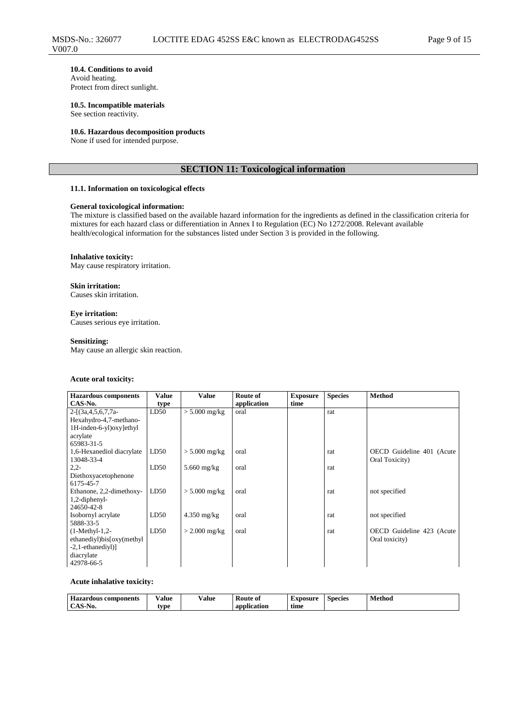#### 10.4. Conditions to avoid
Avoid heating.
Protect from direct sunlight.

#### 10.5. Incompatible materials
See section reactivity.

#### 10.6. Hazardous decomposition products
None if used for intended purpose.

## SECTION 11: Toxicological information

### 11.1. Information on toxicological effects

**General toxicological information:**
The mixture is classified based on the available hazard information for the ingredients as defined in the classification criteria for mixtures for each hazard class or differentiation in Annex I to Regulation (EC) No 1272/2008. Relevant available health/ecological information for the substances listed under Section 3 is provided in the following.

**Inhalative toxicity:**
May cause respiratory irritation.

**Skin irritation:**
Causes skin irritation.

**Eye irritation:**
Causes serious eye irritation.

**Sensitizing:**
May cause an allergic skin reaction.

**Acute oral toxicity:**

| Hazardous components CAS-No. | Value type | Value | Route of application | Exposure time | Species | Method |
|---|---|---|---|---|---|---|
| 2-[(3a,4,5,6,7,7a-Hexahydro-4,7-methano-1H-inden-6-yl)oxy]ethyl acrylate 65983-31-5 | LD50 | > 5.000 mg/kg | oral | | rat | |
| 1,6-Hexanediol diacrylate 13048-33-4 | LD50 | > 5.000 mg/kg | oral | | rat | OECD Guideline 401 (Acute Oral Toxicity) |
| 2,2-Diethoxyacetophenone 6175-45-7 | LD50 | 5.660 mg/kg | oral | | rat | |
| Ethanone, 2,2-dimethoxy-1,2-diphenyl- 24650-42-8 | LD50 | > 5.000 mg/kg | oral | | rat | not specified |
| Isobornyl acrylate 5888-33-5 | LD50 | 4.350 mg/kg | oral | | rat | not specified |
| (1-Methyl-1,2-ethanediyl)bis[oxy(methyl-2,1-ethanediyl)] diacrylate 42978-66-5 | LD50 | > 2.000 mg/kg | oral | | rat | OECD Guideline 423 (Acute Oral toxicity) |

**Acute inhalative toxicity:**

| Hazardous components CAS-No. | Value type | Value | Route of application | Exposure time | Species | Method |
|---|---|---|---|---|---|---|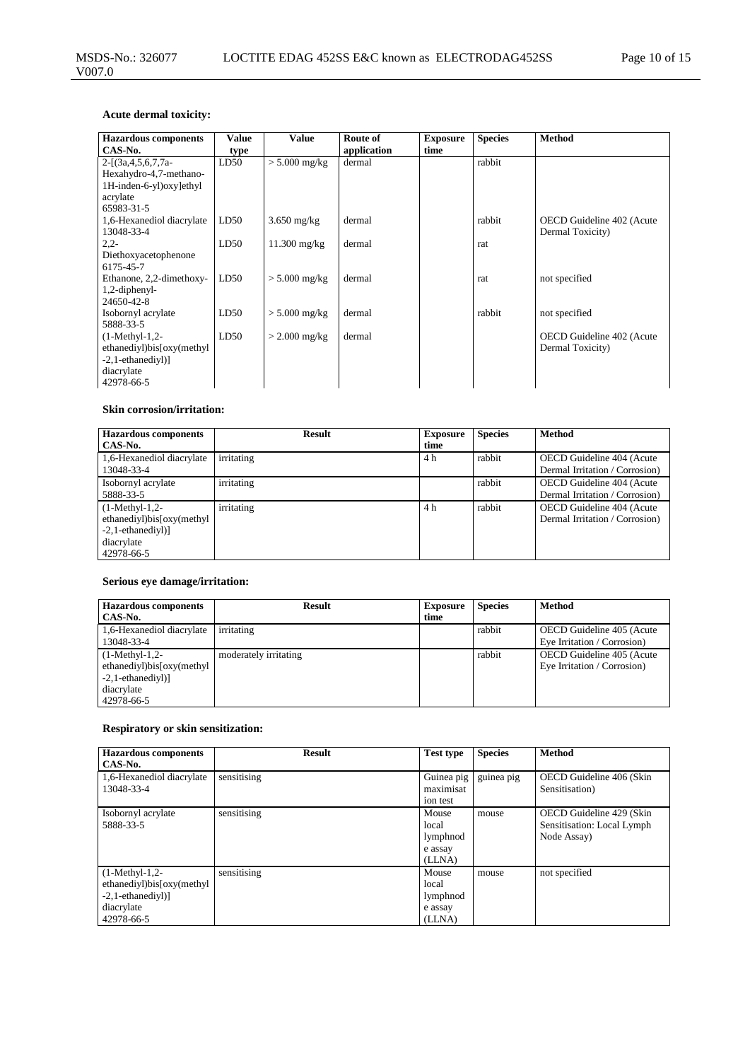### Acute dermal toxicity:

| Hazardous components CAS-No. | Value type | Value | Route of application | Exposure time | Species | Method |
|---|---|---|---|---|---|---|
| 2-[(3a,4,5,6,7,7a-Hexahydro-4,7-methano-1H-inden-6-yl)oxy]ethyl acrylate 65983-31-5 | LD50 | > 5.000 mg/kg | dermal | | rabbit | |
| 1,6-Hexanediol diacrylate 13048-33-4 | LD50 | 3.650 mg/kg | dermal | | rabbit | OECD Guideline 402 (Acute Dermal Toxicity) |
| 2,2-Diethoxyacetophenone 6175-45-7 | LD50 | 11.300 mg/kg | dermal | | rat | |
| Ethanone, 2,2-dimethoxy-1,2-diphenyl- 24650-42-8 | LD50 | > 5.000 mg/kg | dermal | | rat | not specified |
| Isobornyl acrylate 5888-33-5 | LD50 | > 5.000 mg/kg | dermal | | rabbit | not specified |
| (1-Methyl-1,2-ethanediyl)bis[oxy(methyl-2,1-ethanediyl)] diacrylate 42978-66-5 | LD50 | > 2.000 mg/kg | dermal | | | OECD Guideline 402 (Acute Dermal Toxicity) |

### Skin corrosion/irritation:

| Hazardous components CAS-No. | Result | Exposure time | Species | Method |
|---|---|---|---|---|
| 1,6-Hexanediol diacrylate 13048-33-4 | irritating | 4 h | rabbit | OECD Guideline 404 (Acute Dermal Irritation / Corrosion) |
| Isobornyl acrylate 5888-33-5 | irritating | | rabbit | OECD Guideline 404 (Acute Dermal Irritation / Corrosion) |
| (1-Methyl-1,2-ethanediyl)bis[oxy(methyl-2,1-ethanediyl)] diacrylate 42978-66-5 | irritating | 4 h | rabbit | OECD Guideline 404 (Acute Dermal Irritation / Corrosion) |

### Serious eye damage/irritation:

| Hazardous components CAS-No. | Result | Exposure time | Species | Method |
|---|---|---|---|---|
| 1,6-Hexanediol diacrylate 13048-33-4 | irritating | | rabbit | OECD Guideline 405 (Acute Eye Irritation / Corrosion) |
| (1-Methyl-1,2-ethanediyl)bis[oxy(methyl-2,1-ethanediyl)] diacrylate 42978-66-5 | moderately irritating | | rabbit | OECD Guideline 405 (Acute Eye Irritation / Corrosion) |

### Respiratory or skin sensitization:

| Hazardous components CAS-No. | Result | Test type | Species | Method |
|---|---|---|---|---|
| 1,6-Hexanediol diacrylate 13048-33-4 | sensitising | Guinea pig maximisation test | guinea pig | OECD Guideline 406 (Skin Sensitisation) |
| Isobornyl acrylate 5888-33-5 | sensitising | Mouse local lymphnode assay (LLNA) | mouse | OECD Guideline 429 (Skin Sensitisation: Local Lymph Node Assay) |
| (1-Methyl-1,2-ethanediyl)bis[oxy(methyl-2,1-ethanediyl)] diacrylate 42978-66-5 | sensitising | Mouse local lymphnode assay (LLNA) | mouse | not specified |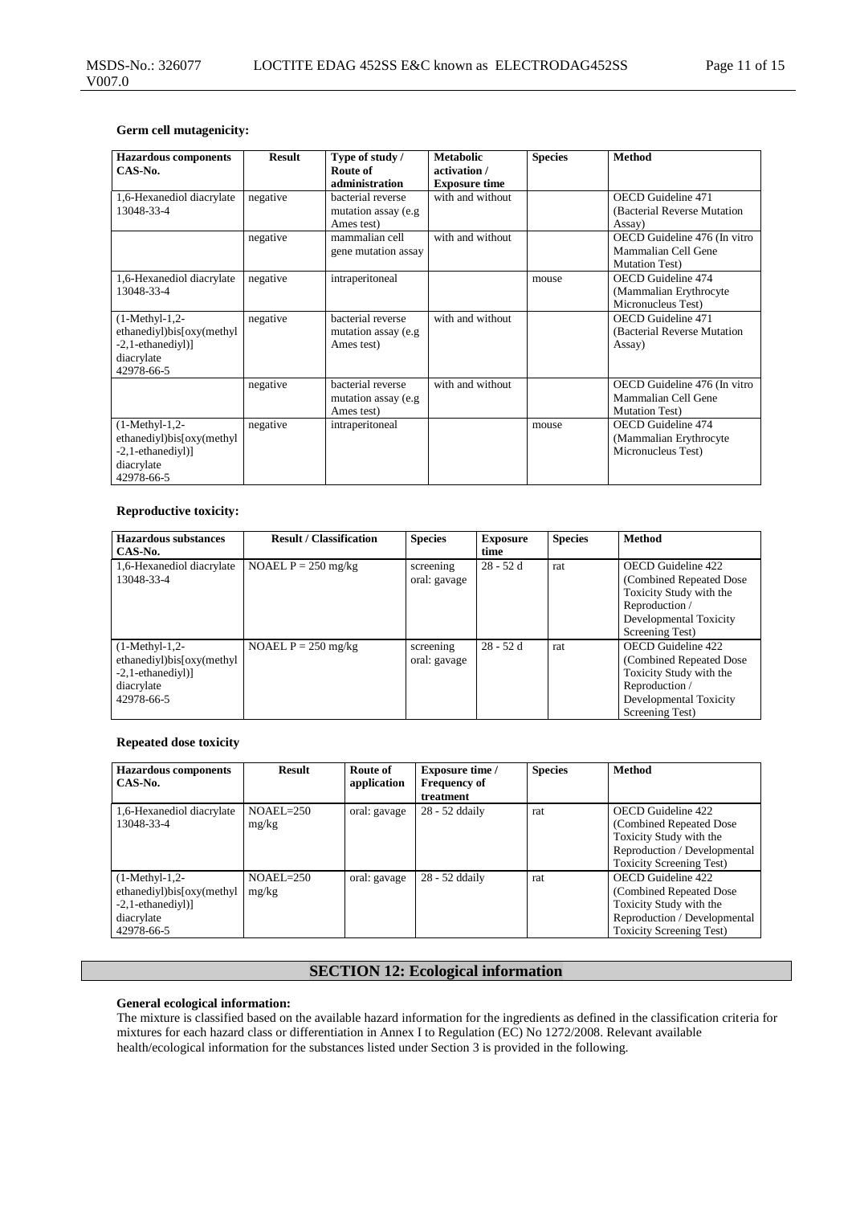**Germ cell mutagenicity:**

| Hazardous components CAS-No. | Result | Type of study / Route of administration | Metabolic activation / Exposure time | Species | Method |
|---|---|---|---|---|---|
| 1,6-Hexanediol diacrylate 13048-33-4 | negative | bacterial reverse mutation assay (e.g Ames test) | with and without | | OECD Guideline 471 (Bacterial Reverse Mutation Assay) |
| | negative | mammalian cell gene mutation assay | with and without | | OECD Guideline 476 (In vitro Mammalian Cell Gene Mutation Test) |
| 1,6-Hexanediol diacrylate 13048-33-4 | negative | intraperitoneal | | mouse | OECD Guideline 474 (Mammalian Erythrocyte Micronucleus Test) |
| (1-Methyl-1,2-ethanediyl)bis[oxy(methyl-2,1-ethanediyl)] diacrylate 42978-66-5 | negative | bacterial reverse mutation assay (e.g Ames test) | with and without | | OECD Guideline 471 (Bacterial Reverse Mutation Assay) |
| | negative | bacterial reverse mutation assay (e.g Ames test) | with and without | | OECD Guideline 476 (In vitro Mammalian Cell Gene Mutation Test) |
| (1-Methyl-1,2-ethanediyl)bis[oxy(methyl-2,1-ethanediyl)] diacrylate 42978-66-5 | negative | intraperitoneal | | mouse | OECD Guideline 474 (Mammalian Erythrocyte Micronucleus Test) |

**Reproductive toxicity:**

| Hazardous substances CAS-No. | Result / Classification | Species | Exposure time | Species | Method |
|---|---|---|---|---|---|
| 1,6-Hexanediol diacrylate 13048-33-4 | NOAEL P = 250 mg/kg | screening oral: gavage | 28 - 52 d | rat | OECD Guideline 422 (Combined Repeated Dose Toxicity Study with the Reproduction / Developmental Toxicity Screening Test) |
| (1-Methyl-1,2-ethanediyl)bis[oxy(methyl-2,1-ethanediyl)] diacrylate 42978-66-5 | NOAEL P = 250 mg/kg | screening oral: gavage | 28 - 52 d | rat | OECD Guideline 422 (Combined Repeated Dose Toxicity Study with the Reproduction / Developmental Toxicity Screening Test) |

**Repeated dose toxicity**

| Hazardous components CAS-No. | Result | Route of application | Exposure time / Frequency of treatment | Species | Method |
|---|---|---|---|---|---|
| 1,6-Hexanediol diacrylate 13048-33-4 | NOAEL=250 mg/kg | oral: gavage | 28 - 52 ddaily | rat | OECD Guideline 422 (Combined Repeated Dose Toxicity Study with the Reproduction / Developmental Toxicity Screening Test) |
| (1-Methyl-1,2-ethanediyl)bis[oxy(methyl-2,1-ethanediyl)] diacrylate 42978-66-5 | NOAEL=250 mg/kg | oral: gavage | 28 - 52 ddaily | rat | OECD Guideline 422 (Combined Repeated Dose Toxicity Study with the Reproduction / Developmental Toxicity Screening Test) |

## SECTION 12: Ecological information

**General ecological information:**
The mixture is classified based on the available hazard information for the ingredients as defined in the classification criteria for mixtures for each hazard class or differentiation in Annex I to Regulation (EC) No 1272/2008. Relevant available health/ecological information for the substances listed under Section 3 is provided in the following.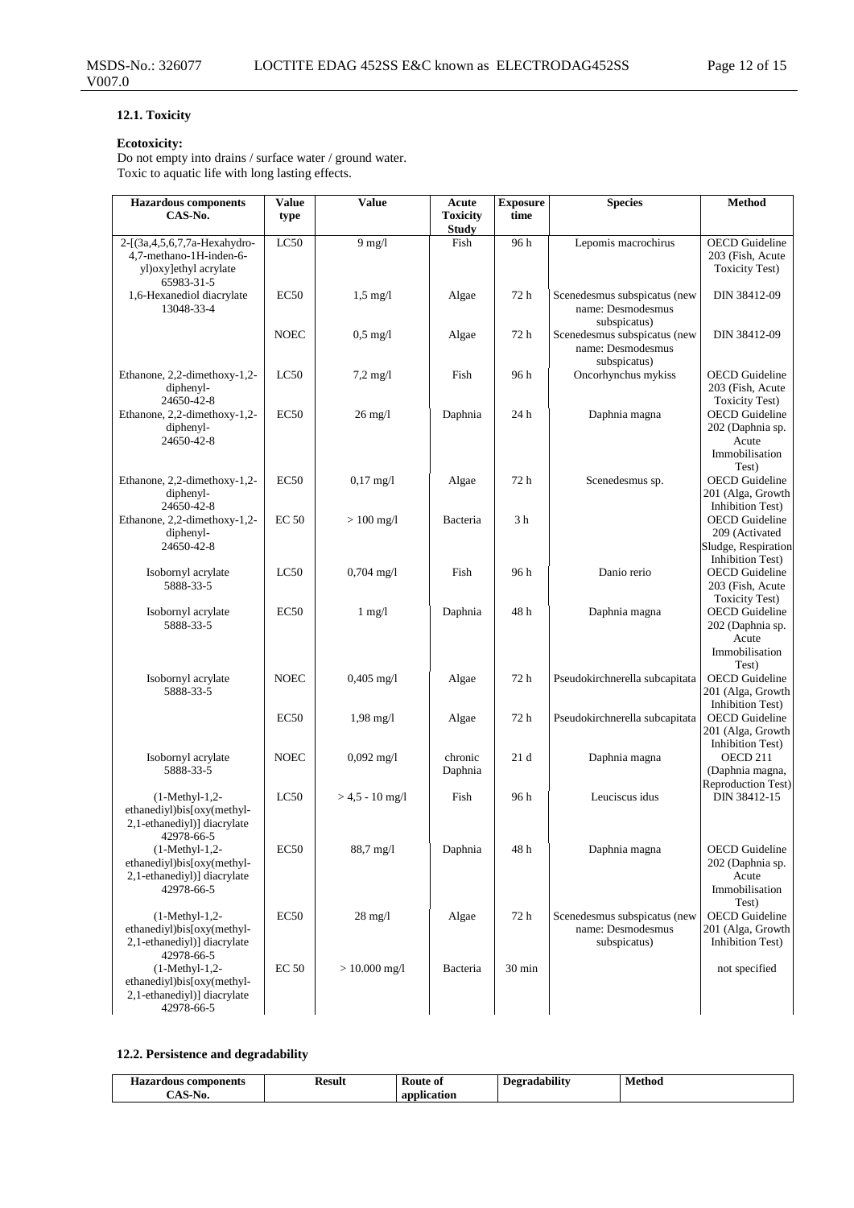### 12.1. Toxicity

**Ecotoxicity:**

Do not empty into drains / surface water / ground water.
Toxic to aquatic life with long lasting effects.

| Hazardous components CAS-No. | Value type | Value | Acute Toxicity Study | Exposure time | Species | Method |
|---|---|---|---|---|---|---|
| 2-[(3a,4,5,6,7,7a-Hexahydro-4,7-methano-1H-inden-6-yl)oxy]ethyl acrylate 65983-31-5 | LC50 | 9 mg/l | Fish | 96 h | Lepomis macrochirus | OECD Guideline 203 (Fish, Acute Toxicity Test) |
| 1,6-Hexanediol diacrylate 13048-33-4 | EC50 | 1,5 mg/l | Algae | 72 h | Scenedesmus subspicatus (new name: Desmodesmus subspicatus) | DIN 38412-09 |
| | NOEC | 0,5 mg/l | Algae | 72 h | Scenedesmus subspicatus (new name: Desmodesmus subspicatus) | DIN 38412-09 |
| Ethanone, 2,2-dimethoxy-1,2-diphenyl- 24650-42-8 | LC50 | 7,2 mg/l | Fish | 96 h | Oncorhynchus mykiss | OECD Guideline 203 (Fish, Acute Toxicity Test) |
| Ethanone, 2,2-dimethoxy-1,2-diphenyl- 24650-42-8 | EC50 | 26 mg/l | Daphnia | 24 h | Daphnia magna | OECD Guideline 202 (Daphnia sp. Acute Immobilisation Test) |
| Ethanone, 2,2-dimethoxy-1,2-diphenyl- 24650-42-8 | EC50 | 0,17 mg/l | Algae | 72 h | Scenedesmus sp. | OECD Guideline 201 (Alga, Growth Inhibition Test) |
| Ethanone, 2,2-dimethoxy-1,2-diphenyl- 24650-42-8 | EC 50 | > 100 mg/l | Bacteria | 3 h | | OECD Guideline 209 (Activated Sludge, Respiration Inhibition Test) |
| Isobornyl acrylate 5888-33-5 | LC50 | 0,704 mg/l | Fish | 96 h | Danio rerio | OECD Guideline 203 (Fish, Acute Toxicity Test) |
| Isobornyl acrylate 5888-33-5 | EC50 | 1 mg/l | Daphnia | 48 h | Daphnia magna | OECD Guideline 202 (Daphnia sp. Acute Immobilisation Test) |
| Isobornyl acrylate 5888-33-5 | NOEC | 0,405 mg/l | Algae | 72 h | Pseudokirchnerella subcapitata | OECD Guideline 201 (Alga, Growth Inhibition Test) |
| | EC50 | 1,98 mg/l | Algae | 72 h | Pseudokirchnerella subcapitata | OECD Guideline 201 (Alga, Growth Inhibition Test) |
| Isobornyl acrylate 5888-33-5 | NOEC | 0,092 mg/l | chronic Daphnia | 21 d | Daphnia magna | OECD 211 (Daphnia magna, Reproduction Test) |
| (1-Methyl-1,2-ethanediyl)bis[oxy(methyl-2,1-ethanediyl)] diacrylate 42978-66-5 | LC50 | > 4,5 - 10 mg/l | Fish | 96 h | Leuciscus idus | DIN 38412-15 |
| (1-Methyl-1,2-ethanediyl)bis[oxy(methyl-2,1-ethanediyl)] diacrylate 42978-66-5 | EC50 | 88,7 mg/l | Daphnia | 48 h | Daphnia magna | OECD Guideline 202 (Daphnia sp. Acute Immobilisation Test) |
| (1-Methyl-1,2-ethanediyl)bis[oxy(methyl-2,1-ethanediyl)] diacrylate 42978-66-5 | EC50 | 28 mg/l | Algae | 72 h | Scenedesmus subspicatus (new name: Desmodesmus subspicatus) | OECD Guideline 201 (Alga, Growth Inhibition Test) |
| (1-Methyl-1,2-ethanediyl)bis[oxy(methyl-2,1-ethanediyl)] diacrylate 42978-66-5 | EC 50 | > 10.000 mg/l | Bacteria | 30 min | | not specified |

### 12.2. Persistence and degradability

| Hazardous components CAS-No. | Result | Route of application | Degradability | Method |
|---|---|---|---|---|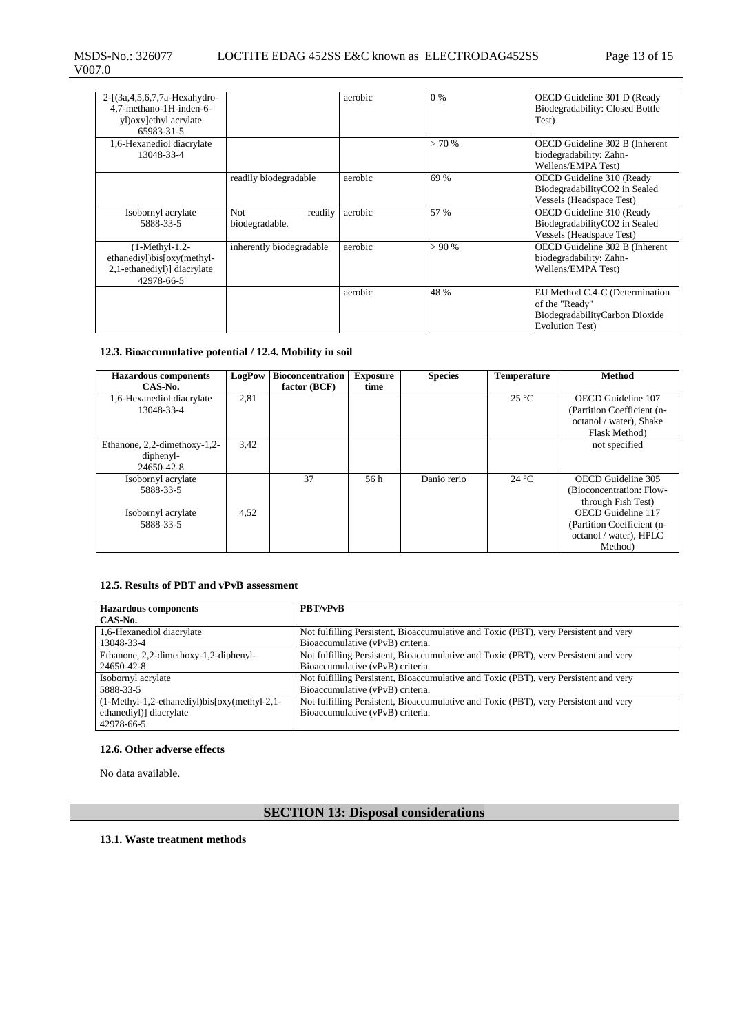| | | | | |
|---|---|---|---|---|
| 2-[(3a,4,5,6,7,7a-Hexahydro-4,7-methano-1H-inden-6-yl)oxy]ethyl acrylate<br>65983-31-5 | | aerobic | 0 % | OECD Guideline 301 D (Ready Biodegradability: Closed Bottle Test) |
| 1,6-Hexanediol diacrylate<br>13048-33-4 | | | > 70 % | OECD Guideline 302 B (Inherent biodegradability: Zahn-Wellens/EMPA Test) |
| | readily biodegradable | aerobic | 69 % | OECD Guideline 310 (Ready BiodegradabilityCO2 in Sealed Vessels (Headspace Test) |
| Isobornyl acrylate<br>5888-33-5 | Not readily biodegradable. | aerobic | 57 % | OECD Guideline 310 (Ready BiodegradabilityCO2 in Sealed Vessels (Headspace Test) |
| (1-Methyl-1,2-ethanediyl)bis[oxy(methyl-2,1-ethanediyl)] diacrylate<br>42978-66-5 | inherently biodegradable | aerobic | > 90 % | OECD Guideline 302 B (Inherent biodegradability: Zahn-Wellens/EMPA Test) |
| | | aerobic | 48 % | EU Method C.4-C (Determination of the "Ready" BiodegradabilityCarbon Dioxide Evolution Test) |

### 12.3. Bioaccumulative potential / 12.4. Mobility in soil

| Hazardous components<br>CAS-No. | LogPow | Bioconcentration factor (BCF) | Exposure time | Species | Temperature | Method |
|---|---|---|---|---|---|---|
| 1,6-Hexanediol diacrylate<br>13048-33-4 | 2,81 | | | | 25 °C | OECD Guideline 107 (Partition Coefficient (n-octanol / water), Shake Flask Method) |
| Ethanone, 2,2-dimethoxy-1,2-diphenyl-<br>24650-42-8 | 3,42 | | | | | not specified |
| Isobornyl acrylate<br>5888-33-5 | | 37 | 56 h | Danio rerio | 24 °C | OECD Guideline 305 (Bioconcentration: Flow-through Fish Test) |
| Isobornyl acrylate<br>5888-33-5 | 4,52 | | | | | OECD Guideline 117 (Partition Coefficient (n-octanol / water), HPLC Method) |

### 12.5. Results of PBT and vPvB assessment

| Hazardous components<br>CAS-No. | PBT/vPvB |
|---|---|
| 1,6-Hexanediol diacrylate<br>13048-33-4 | Not fulfilling Persistent, Bioaccumulative and Toxic (PBT), very Persistent and very Bioaccumulative (vPvB) criteria. |
| Ethanone, 2,2-dimethoxy-1,2-diphenyl-<br>24650-42-8 | Not fulfilling Persistent, Bioaccumulative and Toxic (PBT), very Persistent and very Bioaccumulative (vPvB) criteria. |
| Isobornyl acrylate<br>5888-33-5 | Not fulfilling Persistent, Bioaccumulative and Toxic (PBT), very Persistent and very Bioaccumulative (vPvB) criteria. |
| (1-Methyl-1,2-ethanediyl)bis[oxy(methyl-2,1-ethanediyl)] diacrylate<br>42978-66-5 | Not fulfilling Persistent, Bioaccumulative and Toxic (PBT), very Persistent and very Bioaccumulative (vPvB) criteria. |

### 12.6. Other adverse effects

No data available.

## SECTION 13: Disposal considerations

### 13.1. Waste treatment methods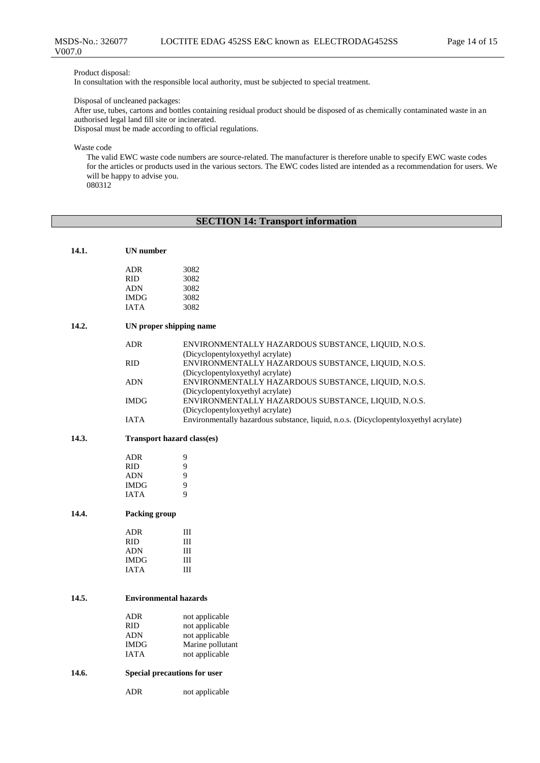Product disposal:
In consultation with the responsible local authority, must be subjected to special treatment.

Disposal of uncleaned packages:
After use, tubes, cartons and bottles containing residual product should be disposed of as chemically contaminated waste in an authorised legal land fill site or incinerated.
Disposal must be made according to official regulations.

Waste code
The valid EWC waste code numbers are source-related. The manufacturer is therefore unable to specify EWC waste codes for the articles or products used in the various sectors. The EWC codes listed are intended as a recommendation for users. We will be happy to advise you.
080312

## SECTION 14: Transport information

**14.1. UN number**

| | |
|---|---|
| ADR | 3082 |
| RID | 3082 |
| ADN | 3082 |
| IMDG | 3082 |
| IATA | 3082 |

**14.2. UN proper shipping name**

| | |
|---|---|
| ADR | ENVIRONMENTALLY HAZARDOUS SUBSTANCE, LIQUID, N.O.S. (Dicyclopentyloxyethyl acrylate) |
| RID | ENVIRONMENTALLY HAZARDOUS SUBSTANCE, LIQUID, N.O.S. (Dicyclopentyloxyethyl acrylate) |
| ADN | ENVIRONMENTALLY HAZARDOUS SUBSTANCE, LIQUID, N.O.S. (Dicyclopentyloxyethyl acrylate) |
| IMDG | ENVIRONMENTALLY HAZARDOUS SUBSTANCE, LIQUID, N.O.S. (Dicyclopentyloxyethyl acrylate) |
| IATA | Environmentally hazardous substance, liquid, n.o.s. (Dicyclopentyloxyethyl acrylate) |

**14.3. Transport hazard class(es)**

| | |
|---|---|
| ADR | 9 |
| RID | 9 |
| ADN | 9 |
| IMDG | 9 |
| IATA | 9 |

**14.4. Packing group**

| | |
|---|---|
| ADR | III |
| RID | III |
| ADN | III |
| IMDG | III |
| IATA | III |

**14.5. Environmental hazards**

| | |
|---|---|
| ADR | not applicable |
| RID | not applicable |
| ADN | not applicable |
| IMDG | Marine pollutant |
| IATA | not applicable |

**14.6. Special precautions for user**

| | |
|---|---|
| ADR | not applicable |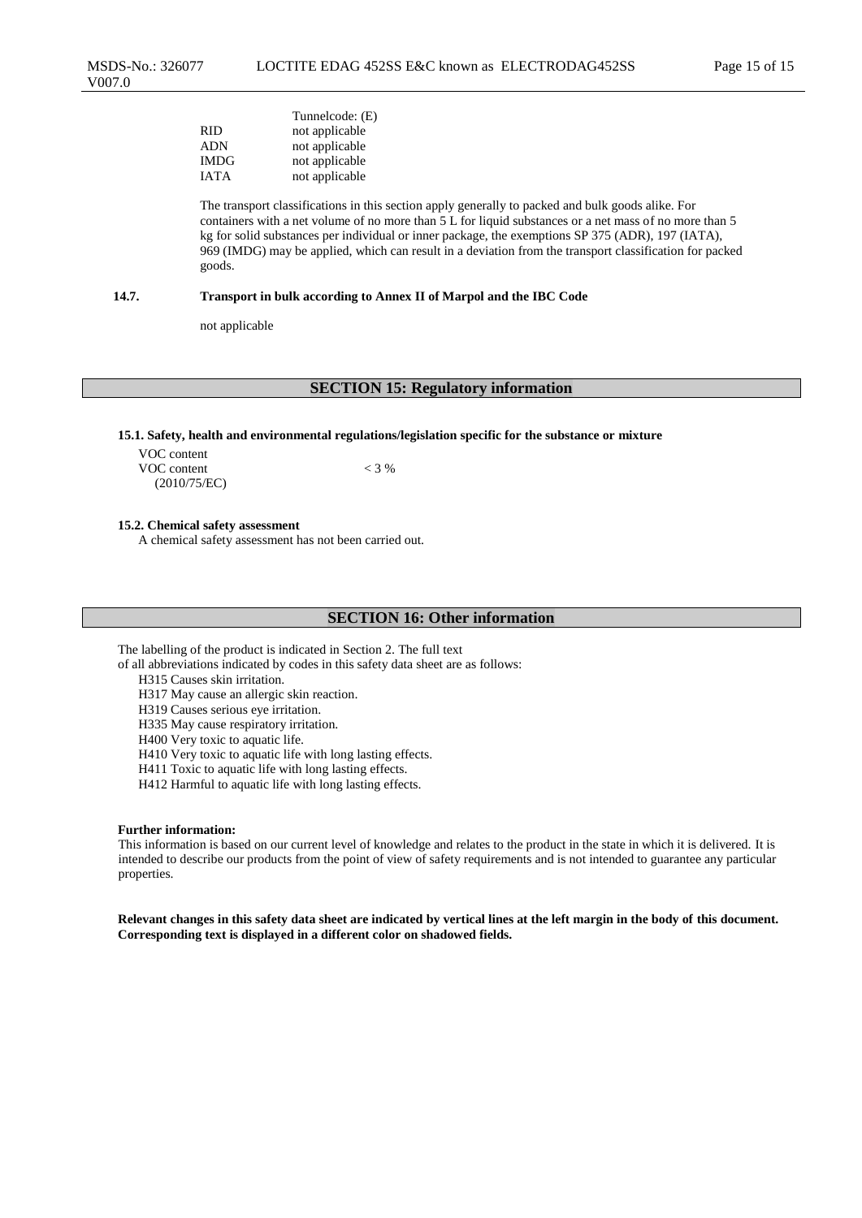| | |
|---|---|
| | Tunnelcode: (E) |
| RID | not applicable |
| ADN | not applicable |
| IMDG | not applicable |
| IATA | not applicable |

The transport classifications in this section apply generally to packed and bulk goods alike. For containers with a net volume of no more than 5 L for liquid substances or a net mass of no more than 5 kg for solid substances per individual or inner package, the exemptions SP 375 (ADR), 197 (IATA), 969 (IMDG) may be applied, which can result in a deviation from the transport classification for packed goods.

**14.7. Transport in bulk according to Annex II of Marpol and the IBC Code**

not applicable

## SECTION 15: Regulatory information

**15.1. Safety, health and environmental regulations/legislation specific for the substance or mixture**

VOC content

| | |
|---|---|
| VOC content (2010/75/EC) | < 3 % |

**15.2. Chemical safety assessment**

A chemical safety assessment has not been carried out.

## SECTION 16: Other information

The labelling of the product is indicated in Section 2. The full text of all abbreviations indicated by codes in this safety data sheet are as follows:

H315 Causes skin irritation.
H317 May cause an allergic skin reaction.
H319 Causes serious eye irritation.
H335 May cause respiratory irritation.
H400 Very toxic to aquatic life.
H410 Very toxic to aquatic life with long lasting effects.
H411 Toxic to aquatic life with long lasting effects.
H412 Harmful to aquatic life with long lasting effects.

**Further information:**

This information is based on our current level of knowledge and relates to the product in the state in which it is delivered. It is intended to describe our products from the point of view of safety requirements and is not intended to guarantee any particular properties.

**Relevant changes in this safety data sheet are indicated by vertical lines at the left margin in the body of this document. Corresponding text is displayed in a different color on shadowed fields.**